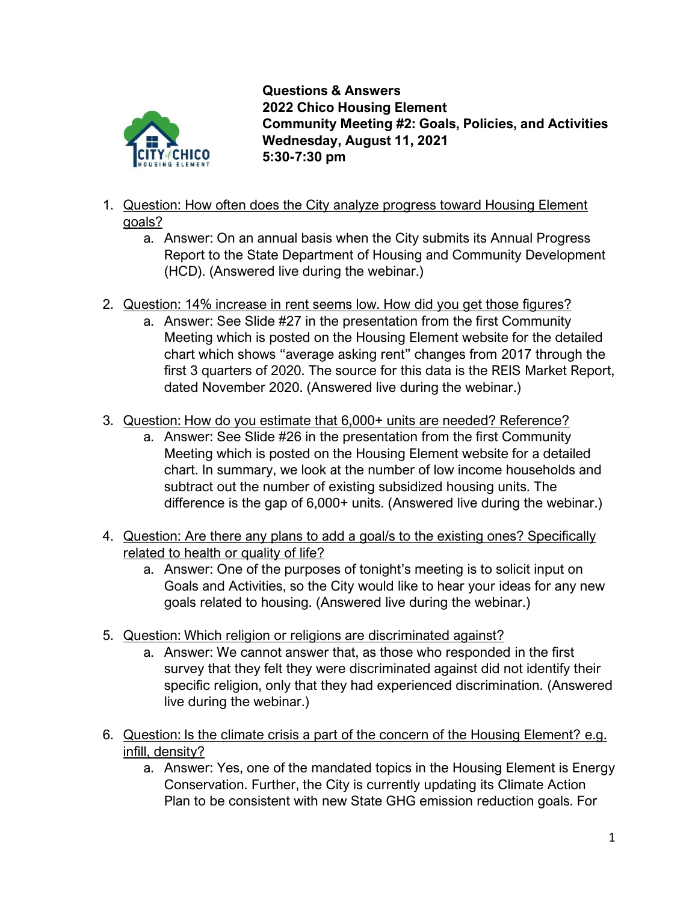**Questions & Answers**
**2022 Chico Housing Element**
**Community Meeting #2: Goals, Policies, and Activities**
**Wednesday, August 11, 2021**
**5:30-7:30 pm**

1. Question: How often does the City analyze progress toward Housing Element goals?
   a. Answer: On an annual basis when the City submits its Annual Progress Report to the State Department of Housing and Community Development (HCD). (Answered live during the webinar.)

2. Question: 14% increase in rent seems low. How did you get those figures?
   a. Answer: See Slide #27 in the presentation from the first Community Meeting which is posted on the Housing Element website for the detailed chart which shows "average asking rent" changes from 2017 through the first 3 quarters of 2020. The source for this data is the REIS Market Report, dated November 2020. (Answered live during the webinar.)

3. Question: How do you estimate that 6,000+ units are needed? Reference?
   a. Answer: See Slide #26 in the presentation from the first Community Meeting which is posted on the Housing Element website for a detailed chart. In summary, we look at the number of low income households and subtract out the number of existing subsidized housing units. The difference is the gap of 6,000+ units. (Answered live during the webinar.)

4. Question: Are there any plans to add a goal/s to the existing ones? Specifically related to health or quality of life?
   a. Answer: One of the purposes of tonight's meeting is to solicit input on Goals and Activities, so the City would like to hear your ideas for any new goals related to housing. (Answered live during the webinar.)

5. Question: Which religion or religions are discriminated against?
   a. Answer: We cannot answer that, as those who responded in the first survey that they felt they were discriminated against did not identify their specific religion, only that they had experienced discrimination. (Answered live during the webinar.)

6. Question: Is the climate crisis a part of the concern of the Housing Element? e.g. infill, density?
   a. Answer: Yes, one of the mandated topics in the Housing Element is Energy Conservation. Further, the City is currently updating its Climate Action Plan to be consistent with new State GHG emission reduction goals. For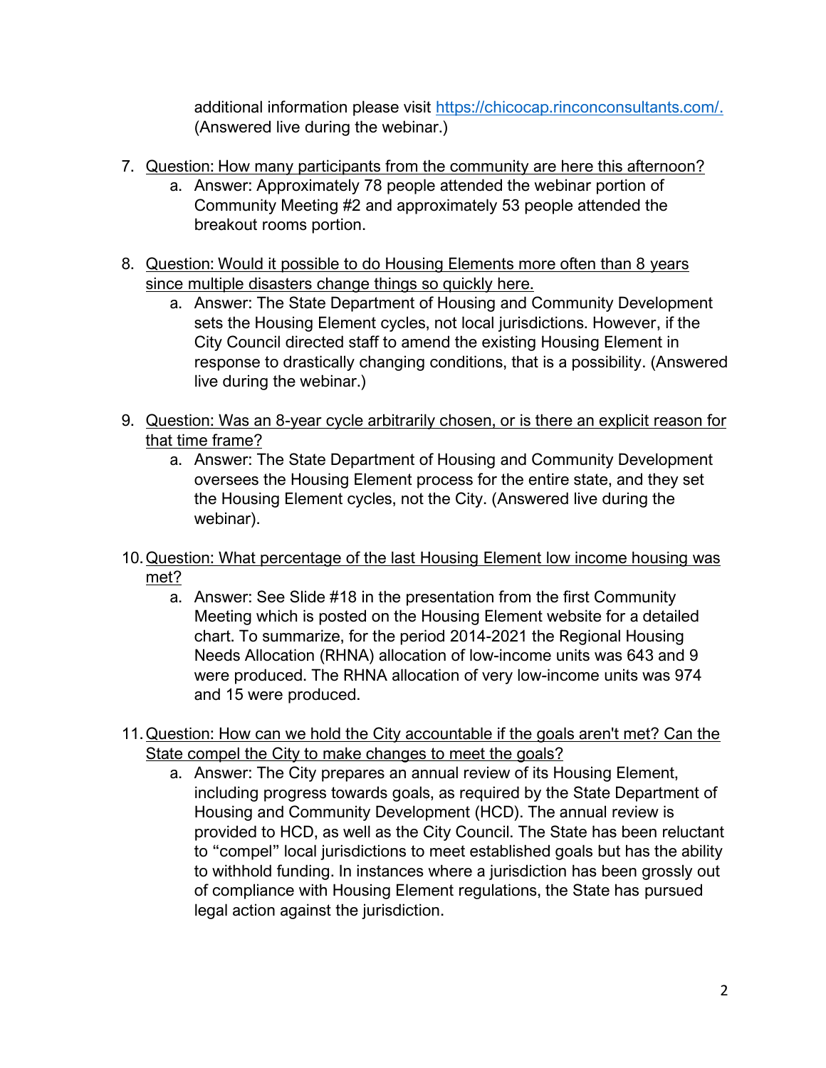additional information please visit https://chicocap.rinconconsultants.com/. (Answered live during the webinar.)

7. Question: How many participants from the community are here this afternoon?
    a. Answer: Approximately 78 people attended the webinar portion of Community Meeting #2 and approximately 53 people attended the breakout rooms portion.

8. Question: Would it possible to do Housing Elements more often than 8 years since multiple disasters change things so quickly here.
    a. Answer: The State Department of Housing and Community Development sets the Housing Element cycles, not local jurisdictions. However, if the City Council directed staff to amend the existing Housing Element in response to drastically changing conditions, that is a possibility. (Answered live during the webinar.)

9. Question: Was an 8-year cycle arbitrarily chosen, or is there an explicit reason for that time frame?
    a. Answer: The State Department of Housing and Community Development oversees the Housing Element process for the entire state, and they set the Housing Element cycles, not the City. (Answered live during the webinar).

10. Question: What percentage of the last Housing Element low income housing was met?
    a. Answer: See Slide #18 in the presentation from the first Community Meeting which is posted on the Housing Element website for a detailed chart. To summarize, for the period 2014-2021 the Regional Housing Needs Allocation (RHNA) allocation of low-income units was 643 and 9 were produced. The RHNA allocation of very low-income units was 974 and 15 were produced.

11. Question: How can we hold the City accountable if the goals aren't met? Can the State compel the City to make changes to meet the goals?
    a. Answer: The City prepares an annual review of its Housing Element, including progress towards goals, as required by the State Department of Housing and Community Development (HCD). The annual review is provided to HCD, as well as the City Council. The State has been reluctant to "compel" local jurisdictions to meet established goals but has the ability to withhold funding. In instances where a jurisdiction has been grossly out of compliance with Housing Element regulations, the State has pursued legal action against the jurisdiction.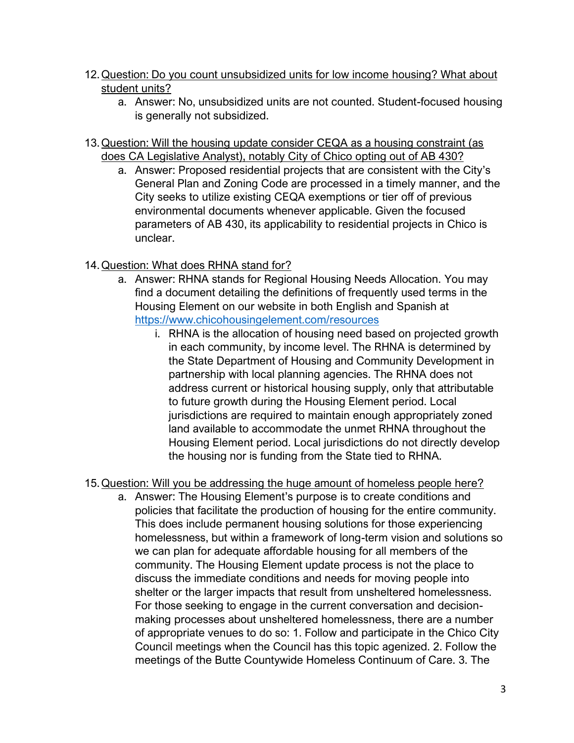12. <u>Question: Do you count unsubsidized units for low income housing? What about student units?</u>
    a. Answer: No, unsubsidized units are not counted. Student-focused housing is generally not subsidized.

13. <u>Question: Will the housing update consider CEQA as a housing constraint (as does CA Legislative Analyst), notably City of Chico opting out of AB 430?</u>
    a. Answer: Proposed residential projects that are consistent with the City's General Plan and Zoning Code are processed in a timely manner, and the City seeks to utilize existing CEQA exemptions or tier off of previous environmental documents whenever applicable. Given the focused parameters of AB 430, its applicability to residential projects in Chico is unclear.

14. <u>Question: What does RHNA stand for?</u>
    a. Answer: RHNA stands for Regional Housing Needs Allocation. You may find a document detailing the definitions of frequently used terms in the Housing Element on our website in both English and Spanish at [https://www.chicohousingelement.com/resources](https://www.chicohousingelement.com/resources)
        i. RHNA is the allocation of housing need based on projected growth in each community, by income level. The RHNA is determined by the State Department of Housing and Community Development in partnership with local planning agencies. The RHNA does not address current or historical housing supply, only that attributable to future growth during the Housing Element period. Local jurisdictions are required to maintain enough appropriately zoned land available to accommodate the unmet RHNA throughout the Housing Element period. Local jurisdictions do not directly develop the housing nor is funding from the State tied to RHNA.

15. <u>Question: Will you be addressing the huge amount of homeless people here?</u>
    a. Answer: The Housing Element's purpose is to create conditions and policies that facilitate the production of housing for the entire community. This does include permanent housing solutions for those experiencing homelessness, but within a framework of long-term vision and solutions so we can plan for adequate affordable housing for all members of the community. The Housing Element update process is not the place to discuss the immediate conditions and needs for moving people into shelter or the larger impacts that result from unsheltered homelessness. For those seeking to engage in the current conversation and decision-making processes about unsheltered homelessness, there are a number of appropriate venues to do so: 1. Follow and participate in the Chico City Council meetings when the Council has this topic agenized. 2. Follow the meetings of the Butte Countywide Homeless Continuum of Care. 3. The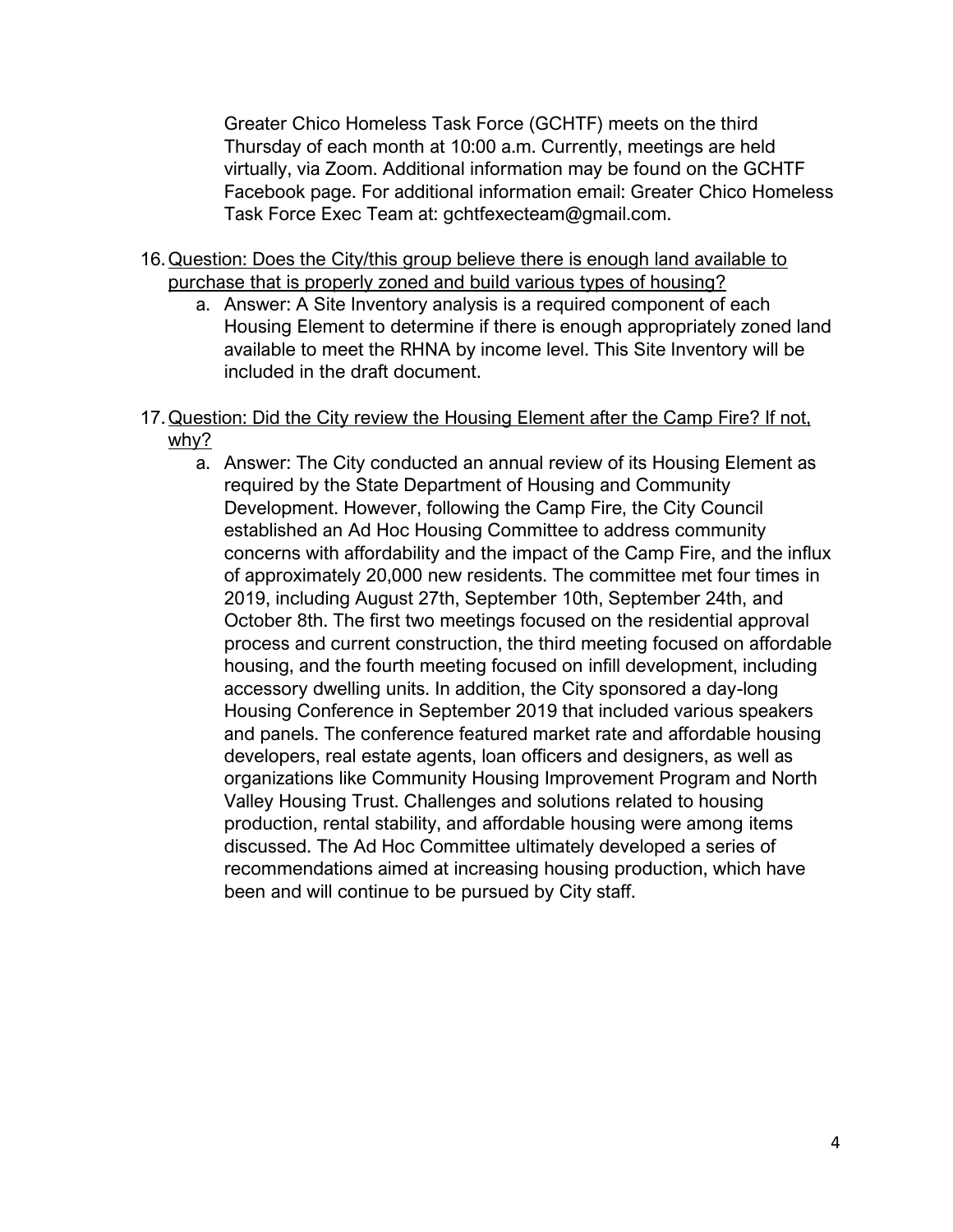Greater Chico Homeless Task Force (GCHTF) meets on the third Thursday of each month at 10:00 a.m. Currently, meetings are held virtually, via Zoom. Additional information may be found on the GCHTF Facebook page. For additional information email: Greater Chico Homeless Task Force Exec Team at: gchtfexecteam@gmail.com.

16. Question: Does the City/this group believe there is enough land available to purchase that is properly zoned and build various types of housing?
    a. Answer: A Site Inventory analysis is a required component of each Housing Element to determine if there is enough appropriately zoned land available to meet the RHNA by income level. This Site Inventory will be included in the draft document.

17. Question: Did the City review the Housing Element after the Camp Fire? If not, why?
    a. Answer: The City conducted an annual review of its Housing Element as required by the State Department of Housing and Community Development. However, following the Camp Fire, the City Council established an Ad Hoc Housing Committee to address community concerns with affordability and the impact of the Camp Fire, and the influx of approximately 20,000 new residents. The committee met four times in 2019, including August 27th, September 10th, September 24th, and October 8th. The first two meetings focused on the residential approval process and current construction, the third meeting focused on affordable housing, and the fourth meeting focused on infill development, including accessory dwelling units. In addition, the City sponsored a day-long Housing Conference in September 2019 that included various speakers and panels. The conference featured market rate and affordable housing developers, real estate agents, loan officers and designers, as well as organizations like Community Housing Improvement Program and North Valley Housing Trust. Challenges and solutions related to housing production, rental stability, and affordable housing were among items discussed. The Ad Hoc Committee ultimately developed a series of recommendations aimed at increasing housing production, which have been and will continue to be pursued by City staff.